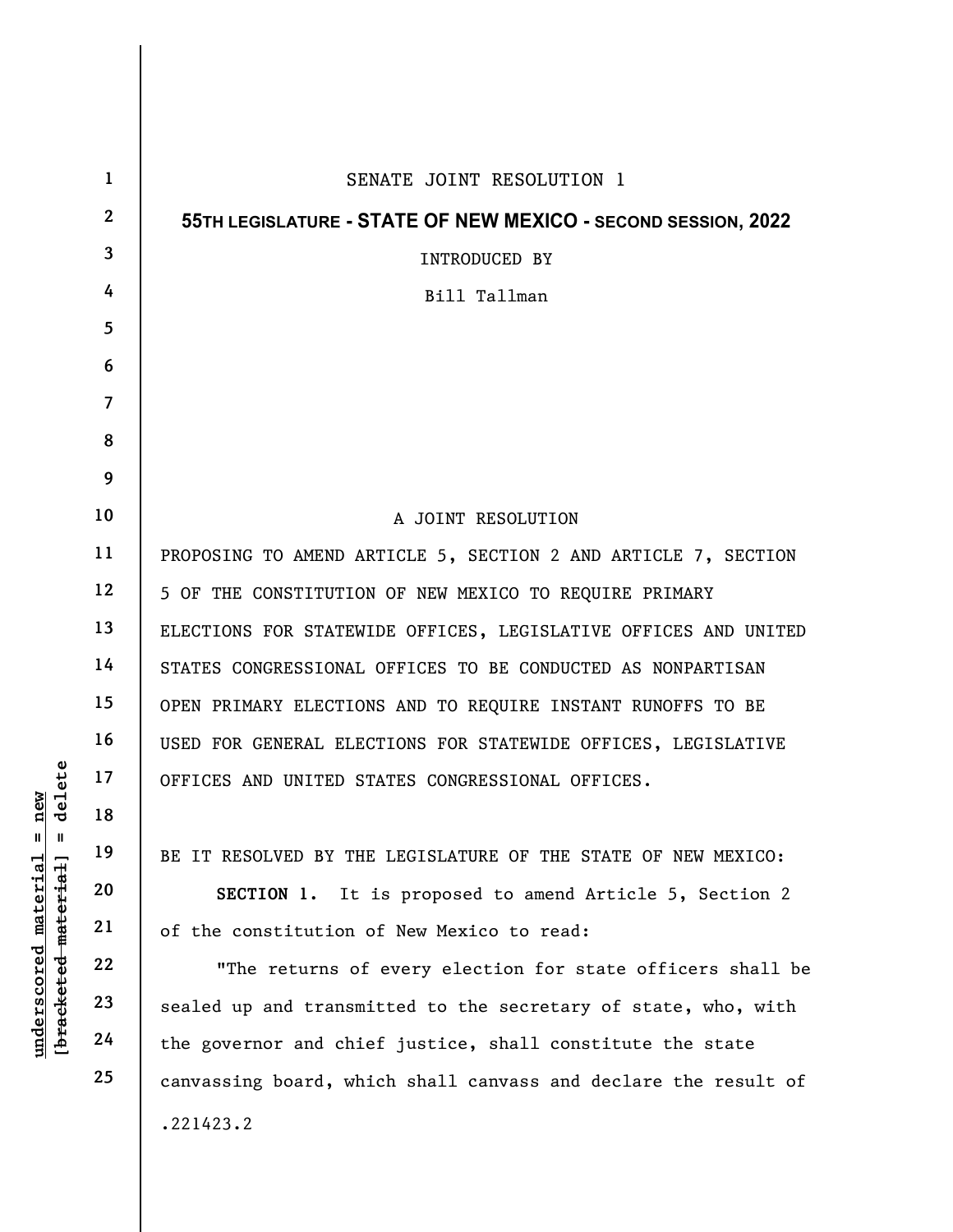SENATE JOINT RESOLUTION 1

**55TH LEGISLATURE - STATE OF NEW MEXICO - SECOND SESSION, 2022**

INTRODUCED BY

Bill Tallman

A JOINT RESOLUTION

PROPOSING TO AMEND ARTICLE 5, SECTION 2 AND ARTICLE 7, SECTION 5 OF THE CONSTITUTION OF NEW MEXICO TO REQUIRE PRIMARY ELECTIONS FOR STATEWIDE OFFICES, LEGISLATIVE OFFICES AND UNITED STATES CONGRESSIONAL OFFICES TO BE CONDUCTED AS NONPARTISAN OPEN PRIMARY ELECTIONS AND TO REQUIRE INSTANT RUNOFFS TO BE USED FOR GENERAL ELECTIONS FOR STATEWIDE OFFICES, LEGISLATIVE OFFICES AND UNITED STATES CONGRESSIONAL OFFICES.

BE IT RESOLVED BY THE LEGISLATURE OF THE STATE OF NEW MEXICO:

**SECTION 1.** It is proposed to amend Article 5, Section 2 of the constitution of New Mexico to read:

"The returns of every election for state officers shall be sealed up and transmitted to the secretary of state, who, with the governor and chief justice, shall constitute the state canvassing board, which shall canvass and declare the result of

.221423.2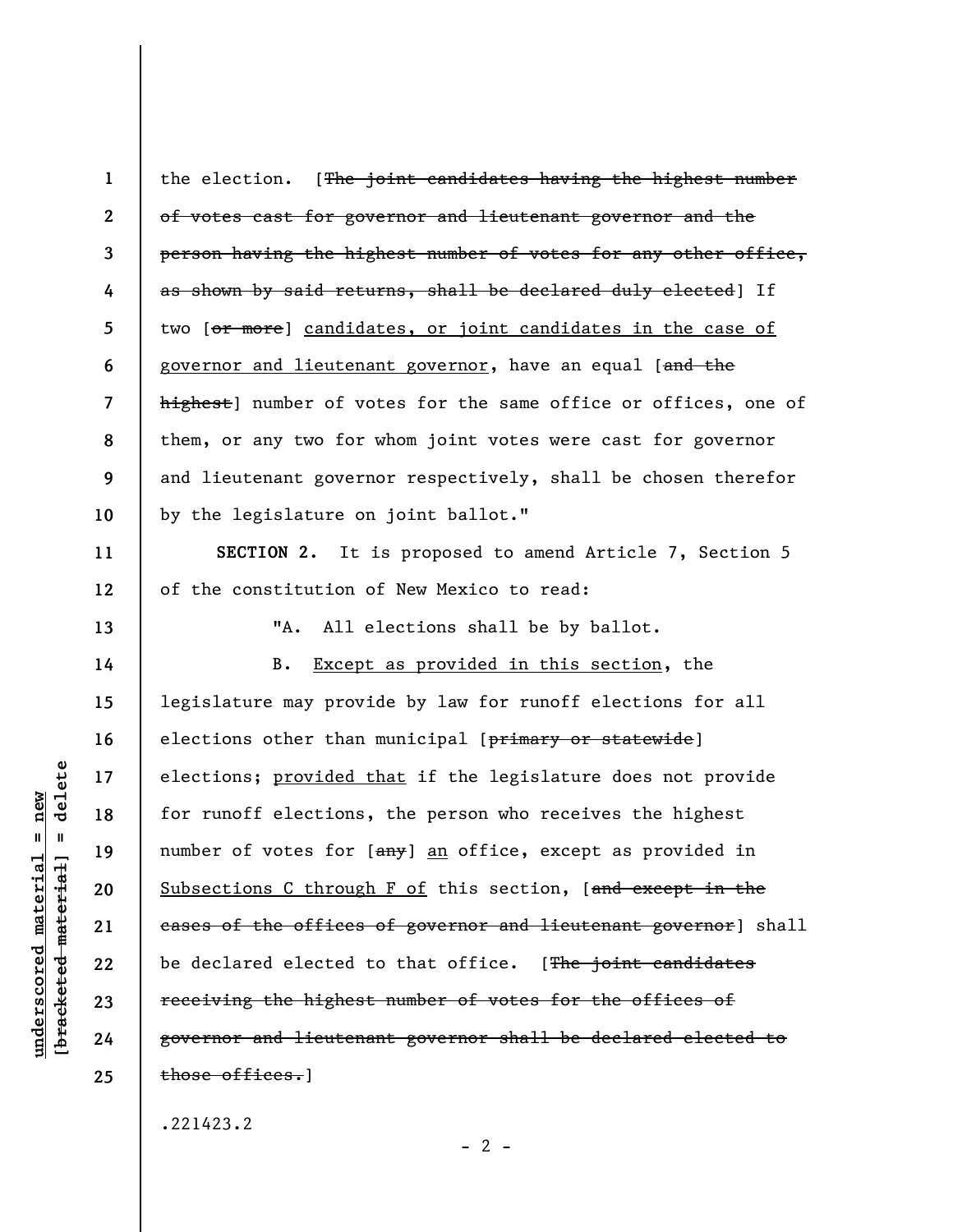the election. [~~The joint candidates having the highest number of votes cast for governor and lieutenant governor and the person having the highest number of votes for any other office, as shown by said returns, shall be declared duly elected~~] If two [~~or more~~] <u>candidates, or joint candidates in the case of governor and lieutenant governor</u>, have an equal [~~and the highest~~] number of votes for the same office or offices, one of them, or any two for whom joint votes were cast for governor and lieutenant governor respectively, shall be chosen therefor by the legislature on joint ballot."

**SECTION 2.** It is proposed to amend Article 7, Section 5 of the constitution of New Mexico to read:

"A. All elections shall be by ballot.

B. <u>Except as provided in this section</u>, the legislature may provide by law for runoff elections for all elections other than municipal [~~primary or statewide~~] elections; <u>provided that</u> if the legislature does not provide for runoff elections, the person who receives the highest number of votes for [~~any~~] <u>an</u> office, except as provided in <u>Subsections C through F of</u> this section, [~~and except in the cases of the offices of governor and lieutenant governor~~] shall be declared elected to that office. [~~The joint candidates receiving the highest number of votes for the offices of governor and lieutenant governor shall be declared elected to those offices.~~]

.221423.2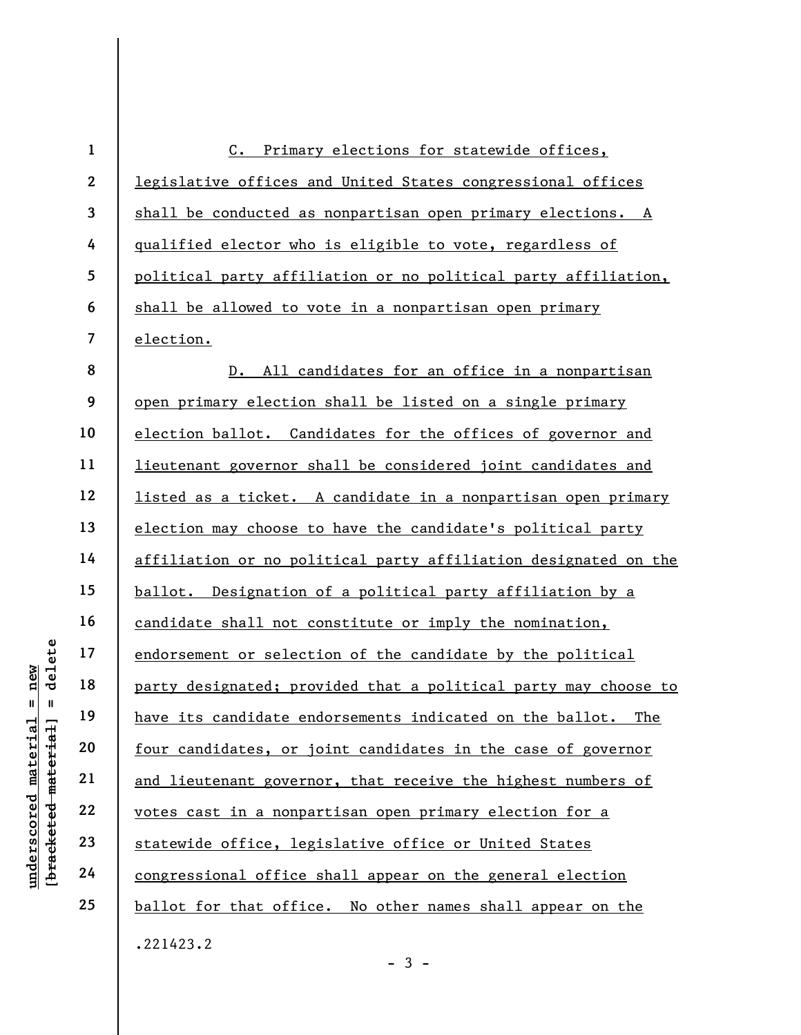C. Primary elections for statewide offices, legislative offices and United States congressional offices shall be conducted as nonpartisan open primary elections. A qualified elector who is eligible to vote, regardless of political party affiliation or no political party affiliation, shall be allowed to vote in a nonpartisan open primary election.

D. All candidates for an office in a nonpartisan open primary election shall be listed on a single primary election ballot. Candidates for the offices of governor and lieutenant governor shall be considered joint candidates and listed as a ticket. A candidate in a nonpartisan open primary election may choose to have the candidate's political party affiliation or no political party affiliation designated on the ballot. Designation of a political party affiliation by a candidate shall not constitute or imply the nomination, endorsement or selection of the candidate by the political party designated; provided that a political party may choose to have its candidate endorsements indicated on the ballot. The four candidates, or joint candidates in the case of governor and lieutenant governor, that receive the highest numbers of votes cast in a nonpartisan open primary election for a statewide office, legislative office or United States congressional office shall appear on the general election ballot for that office. No other names shall appear on the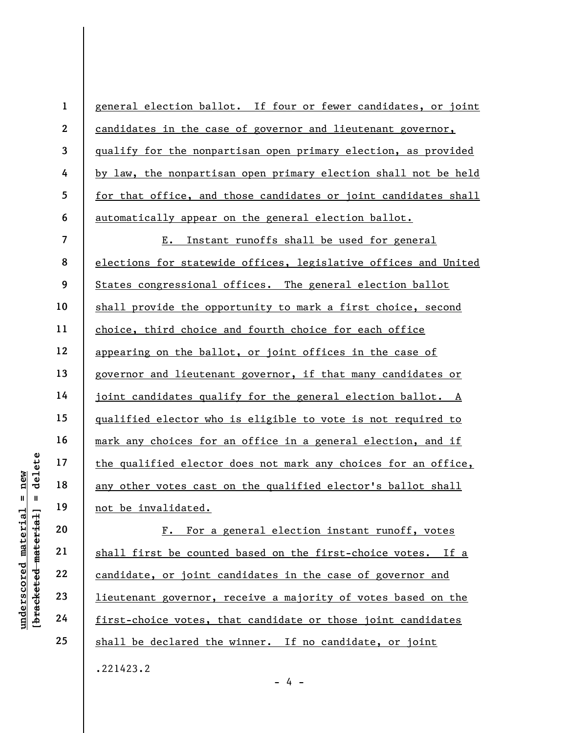general election ballot. If four or fewer candidates, or joint candidates in the case of governor and lieutenant governor, qualify for the nonpartisan open primary election, as provided by law, the nonpartisan open primary election shall not be held for that office, and those candidates or joint candidates shall automatically appear on the general election ballot.

E. Instant runoffs shall be used for general elections for statewide offices, legislative offices and United States congressional offices. The general election ballot shall provide the opportunity to mark a first choice, second choice, third choice and fourth choice for each office appearing on the ballot, or joint offices in the case of governor and lieutenant governor, if that many candidates or joint candidates qualify for the general election ballot. A qualified elector who is eligible to vote is not required to mark any choices for an office in a general election, and if the qualified elector does not mark any choices for an office, any other votes cast on the qualified elector's ballot shall not be invalidated.

F. For a general election instant runoff, votes shall first be counted based on the first-choice votes. If a candidate, or joint candidates in the case of governor and lieutenant governor, receive a majority of votes based on the first-choice votes, that candidate or those joint candidates shall be declared the winner. If no candidate, or joint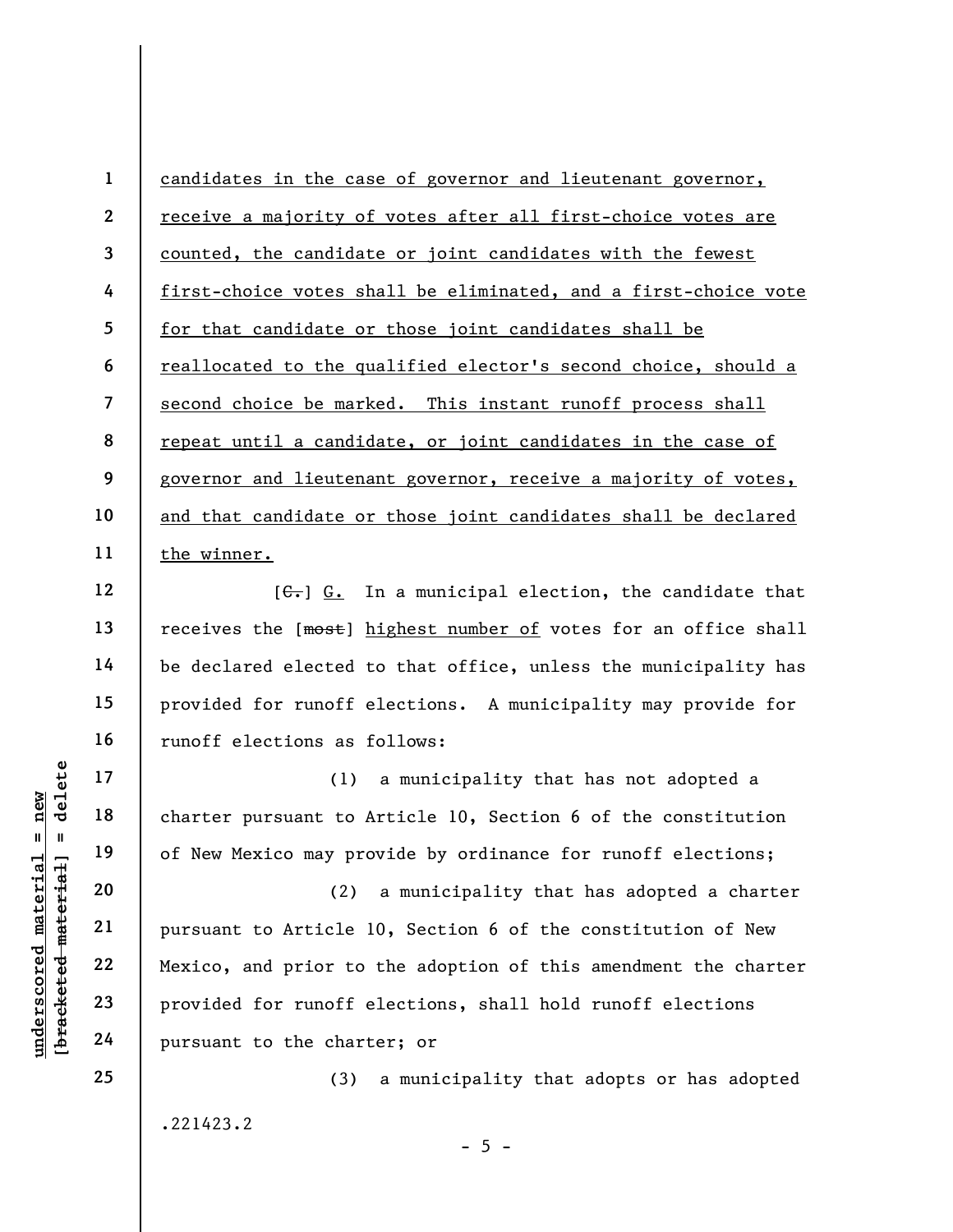candidates in the case of governor and lieutenant governor, receive a majority of votes after all first-choice votes are counted, the candidate or joint candidates with the fewest first-choice votes shall be eliminated, and a first-choice vote for that candidate or those joint candidates shall be reallocated to the qualified elector's second choice, should a second choice be marked. This instant runoff process shall repeat until a candidate, or joint candidates in the case of governor and lieutenant governor, receive a majority of votes, and that candidate or those joint candidates shall be declared the winner.

[C.] G. In a municipal election, the candidate that receives the [most] highest number of votes for an office shall be declared elected to that office, unless the municipality has provided for runoff elections. A municipality may provide for runoff elections as follows:

(1) a municipality that has not adopted a charter pursuant to Article 10, Section 6 of the constitution of New Mexico may provide by ordinance for runoff elections;

(2) a municipality that has adopted a charter pursuant to Article 10, Section 6 of the constitution of New Mexico, and prior to the adoption of this amendment the charter provided for runoff elections, shall hold runoff elections pursuant to the charter; or

(3) a municipality that adopts or has adopted

.221423.2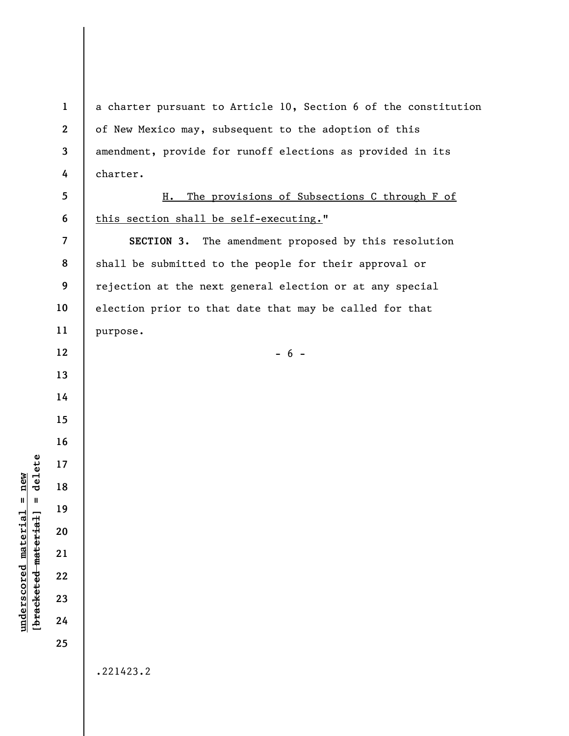a charter pursuant to Article 10, Section 6 of the constitution of New Mexico may, subsequent to the adoption of this amendment, provide for runoff elections as provided in its charter.

<u>H. The provisions of Subsections C through F of this section shall be self-executing.</u>"

**SECTION 3.** The amendment proposed by this resolution shall be submitted to the people for their approval or rejection at the next general election or at any special election prior to that date that may be called for that purpose.

.221423.2